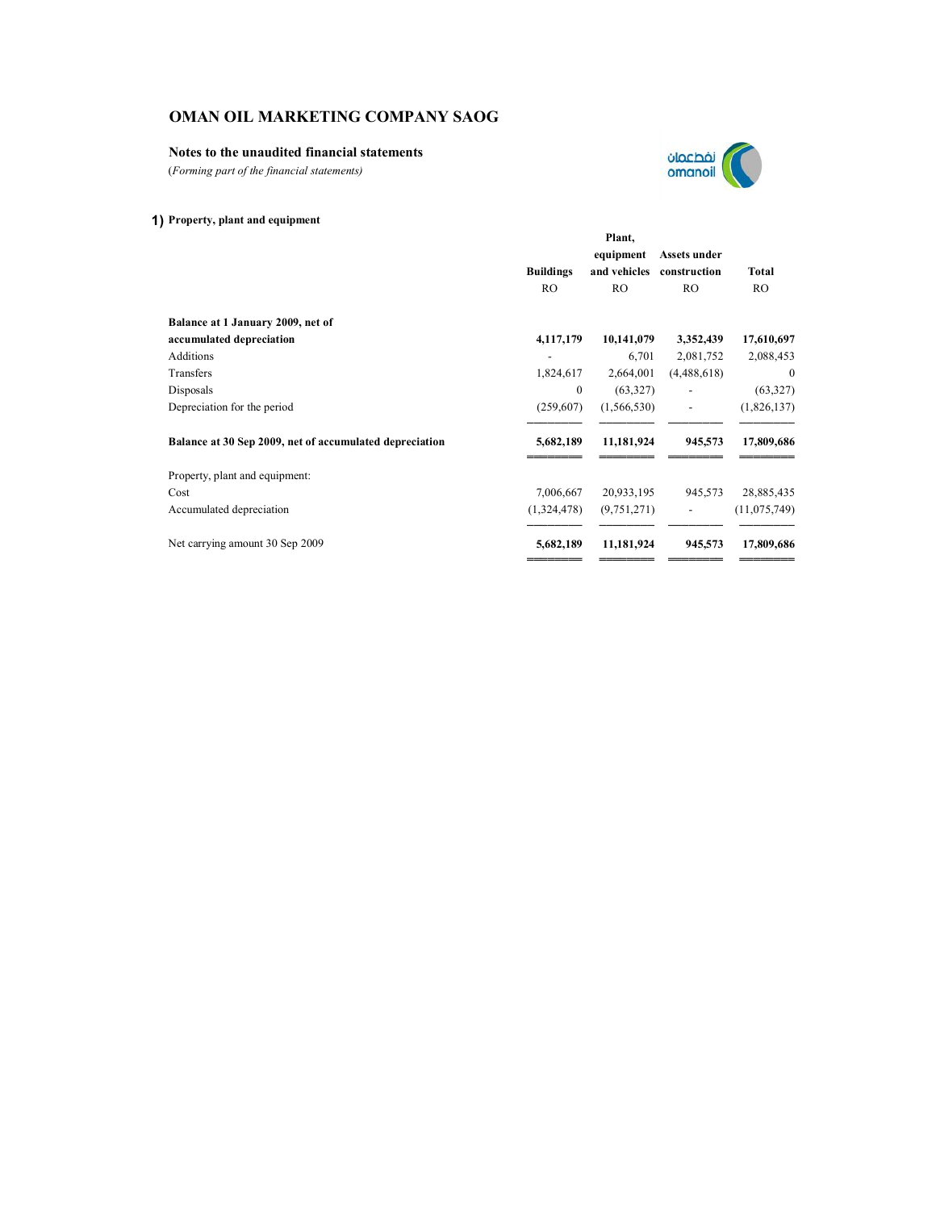# OMAN OIL MARKETING COMPANY SAOG

## Notes to the unaudited financial statements

*(Forming part of the financial statements)*

### 1) Property, plant and equipment

| | Buildings | Plant, equipment and vehicles | Assets under construction | Total |
|---|---|---|---|---|
| | RO | RO | RO | RO |
| **Balance at 1 January 2009, net of accumulated depreciation** | **4,117,179** | **10,141,079** | **3,352,439** | **17,610,697** |
| Additions | - | 6,701 | 2,081,752 | 2,088,453 |
| Transfers | 1,824,617 | 2,664,001 | (4,488,618) | 0 |
| Disposals | 0 | (63,327) | - | (63,327) |
| Depreciation for the period | (259,607) | (1,566,530) | - | (1,826,137) |
| **Balance at 30 Sep 2009, net of accumulated depreciation** | **5,682,189** | **11,181,924** | **945,573** | **17,809,686** |
| Property, plant and equipment: | | | | |
| Cost | 7,006,667 | 20,933,195 | 945,573 | 28,885,435 |
| Accumulated depreciation | (1,324,478) | (9,751,271) | - | (11,075,749) |
| Net carrying amount 30 Sep 2009 | **5,682,189** | **11,181,924** | **945,573** | **17,809,686** |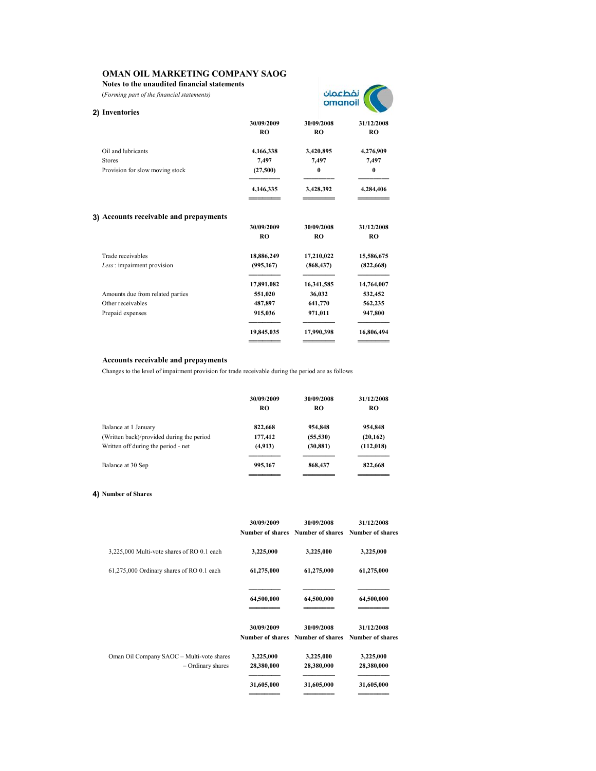# OMAN OIL MARKETING COMPANY SAOG

**Notes to the unaudited financial statements**

*(Forming part of the financial statements)*

## 2) Inventories

| | 30/09/2009<br>RO | 30/09/2008<br>RO | 31/12/2008<br>RO |
|---|---|---|---|
| Oil and lubricants | 4,166,338 | 3,420,895 | 4,276,909 |
| Stores | 7,497 | 7,497 | 7,497 |
| Provision for slow moving stock | (27,500) | 0 | 0 |
| | **4,146,335** | **3,428,392** | **4,284,406** |

## 3) Accounts receivable and prepayments

| | 30/09/2009<br>RO | 30/09/2008<br>RO | 31/12/2008<br>RO |
|---|---|---|---|
| Trade receivables | 18,886,249 | 17,210,022 | 15,586,675 |
| *Less* : impairment provision | (995,167) | (868,437) | (822,668) |
| | 17,891,082 | 16,341,585 | 14,764,007 |
| Amounts due from related parties | 551,020 | 36,032 | 532,452 |
| Other receivables | 487,897 | 641,770 | 562,235 |
| Prepaid expenses | 915,036 | 971,011 | 947,800 |
| | **19,845,035** | **17,990,398** | **16,806,494** |

**Accounts receivable and prepayments**

Changes to the level of impairment provision for trade receivable during the period are as follows

| | 30/09/2009<br>RO | 30/09/2008<br>RO | 31/12/2008<br>RO |
|---|---|---|---|
| Balance at 1 January | 822,668 | 954,848 | 954,848 |
| (Written back)/provided during the period | 177,412 | (55,530) | (20,162) |
| Written off during the period - net | (4,913) | (30,881) | (112,018) |
| Balance at 30 Sep | **995,167** | **868,437** | **822,668** |

## 4) Number of Shares

| | 30/09/2009<br>Number of shares | 30/09/2008<br>Number of shares | 31/12/2008<br>Number of shares |
|---|---|---|---|
| 3,225,000 Multi-vote shares of RO 0.1 each | 3,225,000 | 3,225,000 | 3,225,000 |
| 61,275,000 Ordinary shares of RO 0.1 each | 61,275,000 | 61,275,000 | 61,275,000 |
| | **64,500,000** | **64,500,000** | **64,500,000** |

| | 30/09/2009<br>Number of shares | 30/09/2008<br>Number of shares | 31/12/2008<br>Number of shares |
|---|---|---|---|
| Oman Oil Company SAOC – Multi-vote shares | 3,225,000 | 3,225,000 | 3,225,000 |
| – Ordinary shares | 28,380,000 | 28,380,000 | 28,380,000 |
| | **31,605,000** | **31,605,000** | **31,605,000** |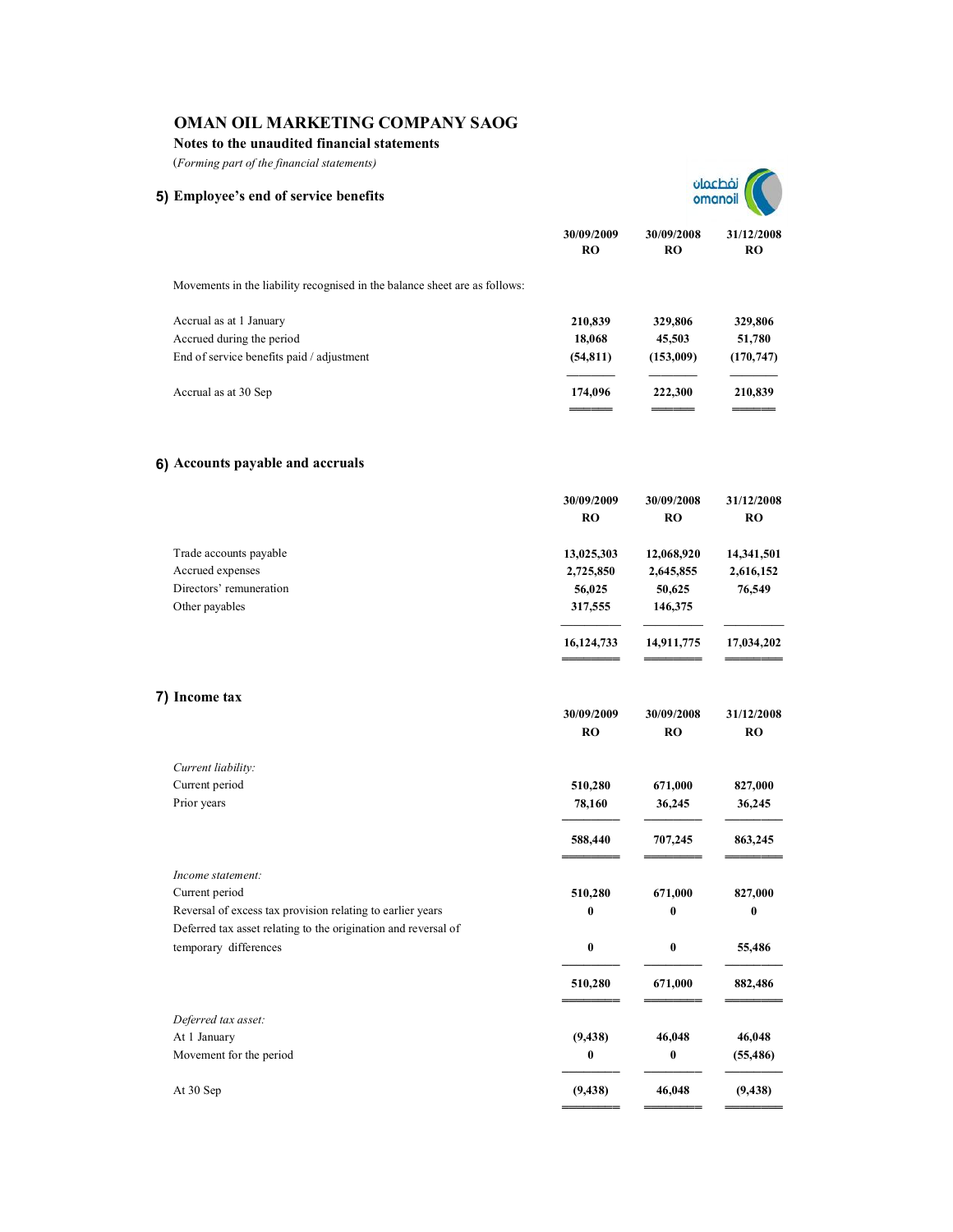# OMAN OIL MARKETING COMPANY SAOG

**Notes to the unaudited financial statements**

(*Forming part of the financial statements)*

## 5) Employee's end of service benefits

| | 30/09/2009 RO | 30/09/2008 RO | 31/12/2008 RO |
|---|---|---|---|
| Movements in the liability recognised in the balance sheet are as follows: | | | |
| Accrual as at 1 January | 210,839 | 329,806 | 329,806 |
| Accrued during the period | 18,068 | 45,503 | 51,780 |
| End of service benefits paid / adjustment | (54,811) | (153,009) | (170,747) |
| Accrual as at 30 Sep | 174,096 | 222,300 | 210,839 |

## 6) Accounts payable and accruals

| | 30/09/2009 RO | 30/09/2008 RO | 31/12/2008 RO |
|---|---|---|---|
| Trade accounts payable | 13,025,303 | 12,068,920 | 14,341,501 |
| Accrued expenses | 2,725,850 | 2,645,855 | 2,616,152 |
| Directors' remuneration | 56,025 | 50,625 | 76,549 |
| Other payables | 317,555 | 146,375 | |
| | 16,124,733 | 14,911,775 | 17,034,202 |

## 7) Income tax

| | 30/09/2009 RO | 30/09/2008 RO | 31/12/2008 RO |
|---|---|---|---|
| *Current liability:* | | | |
| Current period | 510,280 | 671,000 | 827,000 |
| Prior years | 78,160 | 36,245 | 36,245 |
| | 588,440 | 707,245 | 863,245 |
| *Income statement:* | | | |
| Current period | 510,280 | 671,000 | 827,000 |
| Reversal of excess tax provision relating to earlier years | 0 | 0 | 0 |
| Deferred tax asset relating to the origination and reversal of temporary differences | 0 | 0 | 55,486 |
| | 510,280 | 671,000 | 882,486 |
| *Deferred tax asset:* | | | |
| At 1 January | (9,438) | 46,048 | 46,048 |
| Movement for the period | 0 | 0 | (55,486) |
| At 30 Sep | (9,438) | 46,048 | (9,438) |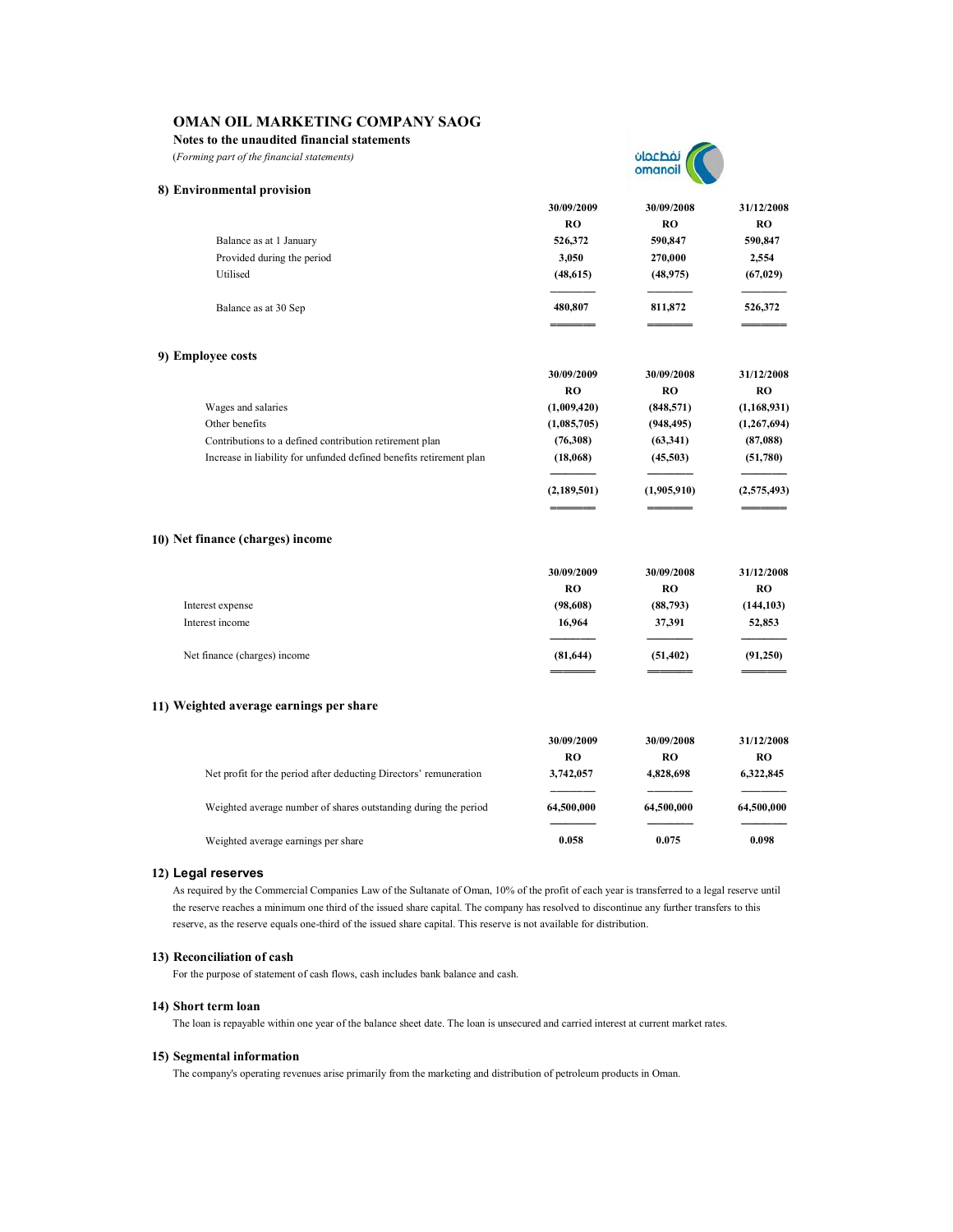# OMAN OIL MARKETING COMPANY SAOG

**Notes to the unaudited financial statements**

*(Forming part of the financial statements)*

## 8) Environmental provision

| | 30/09/2009 | 30/09/2008 | 31/12/2008 |
|---|---|---|---|
| | RO | RO | RO |
| Balance as at 1 January | 526,372 | 590,847 | 590,847 |
| Provided during the period | 3,050 | 270,000 | 2,554 |
| Utilised | (48,615) | (48,975) | (67,029) |
| Balance as at 30 Sep | 480,807 | 811,872 | 526,372 |

## 9) Employee costs

| | 30/09/2009 | 30/09/2008 | 31/12/2008 |
|---|---|---|---|
| | RO | RO | RO |
| Wages and salaries | (1,009,420) | (848,571) | (1,168,931) |
| Other benefits | (1,085,705) | (948,495) | (1,267,694) |
| Contributions to a defined contribution retirement plan | (76,308) | (63,341) | (87,088) |
| Increase in liability for unfunded defined benefits retirement plan | (18,068) | (45,503) | (51,780) |
| | (2,189,501) | (1,905,910) | (2,575,493) |

## 10) Net finance (charges) income

| | 30/09/2009 | 30/09/2008 | 31/12/2008 |
|---|---|---|---|
| | RO | RO | RO |
| Interest expense | (98,608) | (88,793) | (144,103) |
| Interest income | 16,964 | 37,391 | 52,853 |
| Net finance (charges) income | (81,644) | (51,402) | (91,250) |

## 11) Weighted average earnings per share

| | 30/09/2009 | 30/09/2008 | 31/12/2008 |
|---|---|---|---|
| | RO | RO | RO |
| Net profit for the period after deducting Directors' remuneration | 3,742,057 | 4,828,698 | 6,322,845 |
| Weighted average number of shares outstanding during the period | 64,500,000 | 64,500,000 | 64,500,000 |
| Weighted average earnings per share | 0.058 | 0.075 | 0.098 |

## 12) Legal reserves

As required by the Commercial Companies Law of the Sultanate of Oman, 10% of the profit of each year is transferred to a legal reserve until the reserve reaches a minimum one third of the issued share capital. The company has resolved to discontinue any further transfers to this reserve, as the reserve equals one-third of the issued share capital. This reserve is not available for distribution.

## 13) Reconciliation of cash

For the purpose of statement of cash flows, cash includes bank balance and cash.

## 14) Short term loan

The loan is repayable within one year of the balance sheet date. The loan is unsecured and carried interest at current market rates.

## 15) Segmental information

The company's operating revenues arise primarily from the marketing and distribution of petroleum products in Oman.